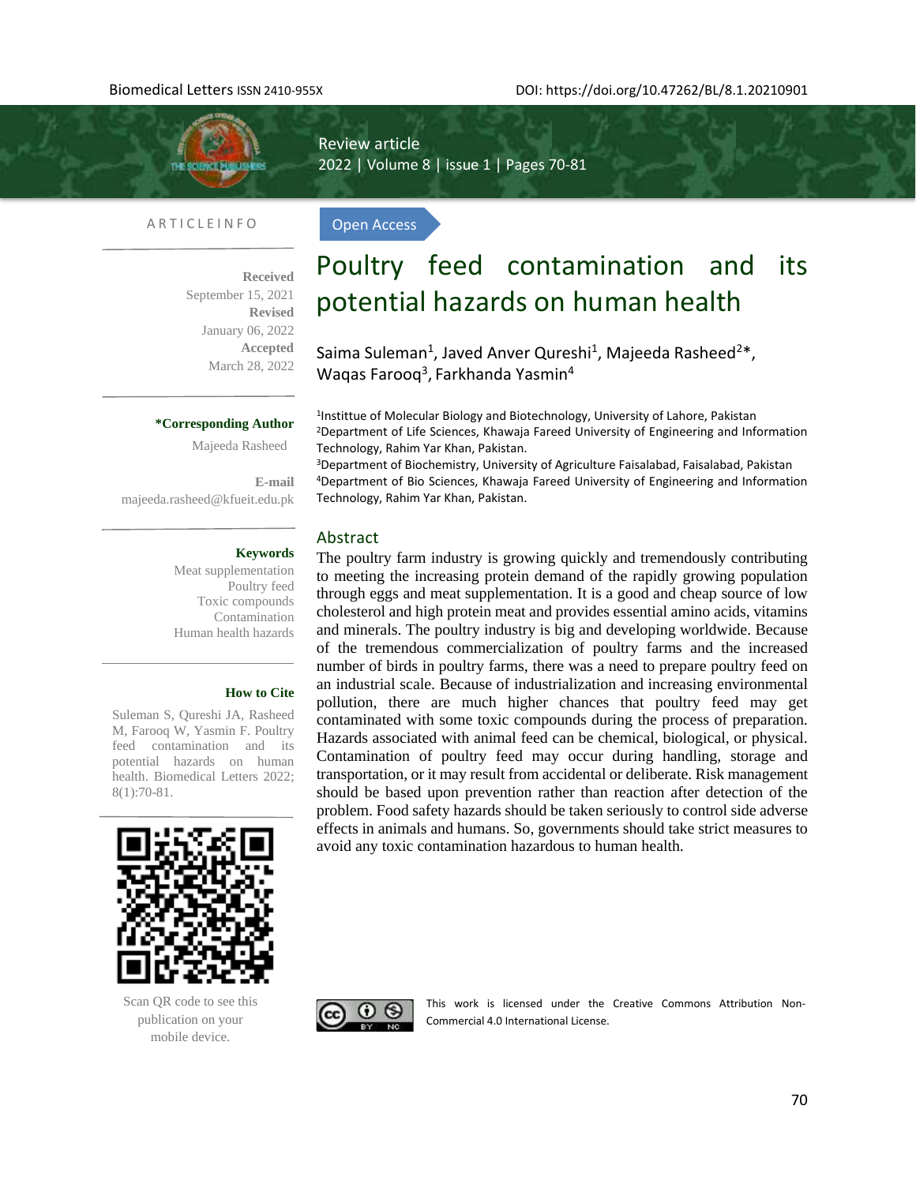Biomedical Letters ISSN 2410-955X

DOI: https://doi.org/10.47262/BL/8.1.20210901

Review article
2022 | Volume 8 | issue 1 | Pages 70-81

ARTICLE INFO

**Received**
September 15, 2021
**Revised**
January 06, 2022
**Accepted**
March 28, 2022

**\*Corresponding Author**
Majeeda Rasheed

**E-mail**
majeeda.rasheed@kfueit.edu.pk

**Keywords**
Meat supplementation
Poultry feed
Toxic compounds
Contamination
Human health hazards

**How to Cite**
Suleman S, Qureshi JA, Rasheed M, Farooq W, Yasmin F. Poultry feed contamination and its potential hazards on human health. Biomedical Letters 2022; 8(1):70-81.

Scan QR code to see this publication on your mobile device.

Open Access

# Poultry feed contamination and its potential hazards on human health

Saima Suleman[1], Javed Anver Qureshi[1], Majeeda Rasheed[2]*, Waqas Farooq[3], Farkhanda Yasmin[4]

[1]Instittue of Molecular Biology and Biotechnology, University of Lahore, Pakistan
[2]Department of Life Sciences, Khawaja Fareed University of Engineering and Information Technology, Rahim Yar Khan, Pakistan.
[3]Department of Biochemistry, University of Agriculture Faisalabad, Faisalabad, Pakistan
[4]Department of Bio Sciences, Khawaja Fareed University of Engineering and Information Technology, Rahim Yar Khan, Pakistan.

## Abstract

The poultry farm industry is growing quickly and tremendously contributing to meeting the increasing protein demand of the rapidly growing population through eggs and meat supplementation. It is a good and cheap source of low cholesterol and high protein meat and provides essential amino acids, vitamins and minerals. The poultry industry is big and developing worldwide. Because of the tremendous commercialization of poultry farms and the increased number of birds in poultry farms, there was a need to prepare poultry feed on an industrial scale. Because of industrialization and increasing environmental pollution, there are much higher chances that poultry feed may get contaminated with some toxic compounds during the process of preparation. Hazards associated with animal feed can be chemical, biological, or physical. Contamination of poultry feed may occur during handling, storage and transportation, or it may result from accidental or deliberate. Risk management should be based upon prevention rather than reaction after detection of the problem. Food safety hazards should be taken seriously to control side adverse effects in animals and humans. So, governments should take strict measures to avoid any toxic contamination hazardous to human health.

This work is licensed under the Creative Commons Attribution Non-Commercial 4.0 International License.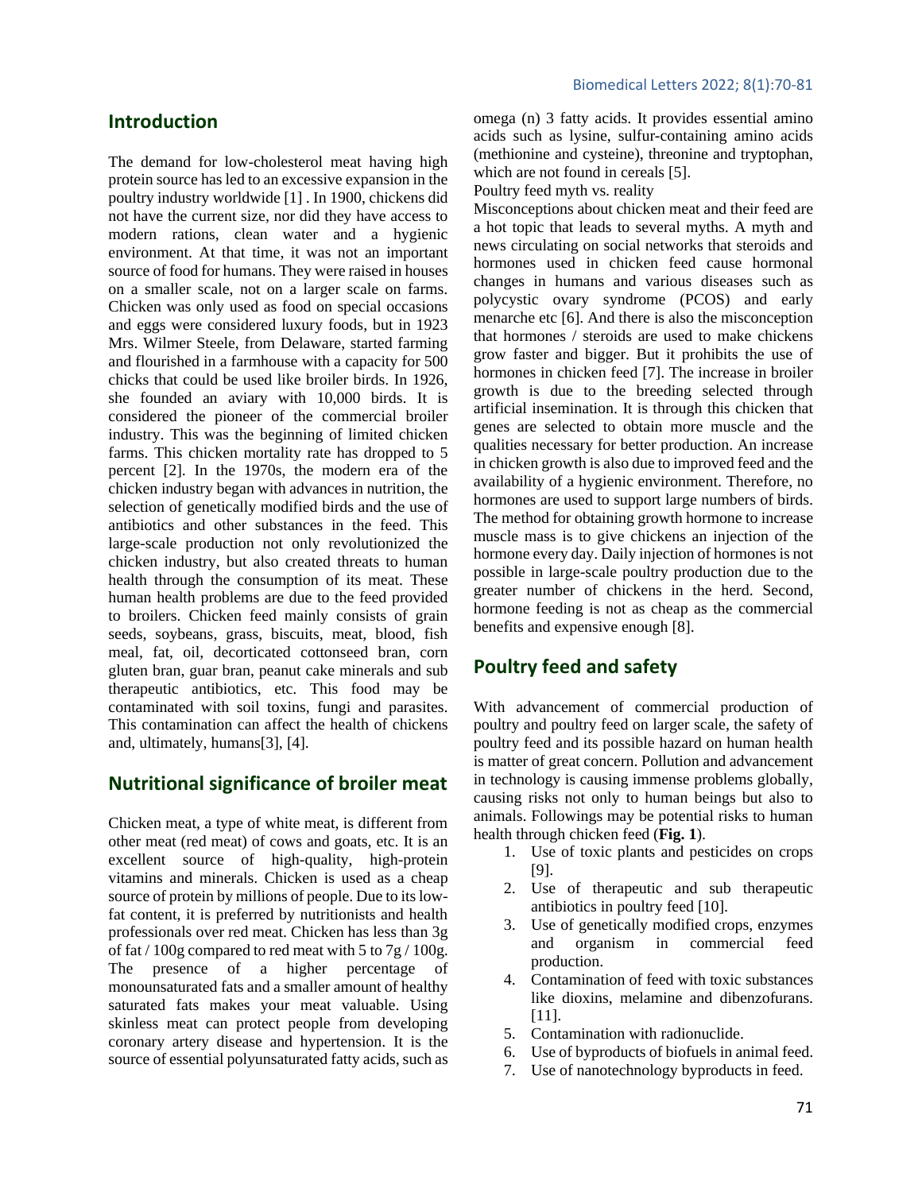## Introduction

The demand for low-cholesterol meat having high protein source has led to an excessive expansion in the poultry industry worldwide [1] . In 1900, chickens did not have the current size, nor did they have access to modern rations, clean water and a hygienic environment. At that time, it was not an important source of food for humans. They were raised in houses on a smaller scale, not on a larger scale on farms. Chicken was only used as food on special occasions and eggs were considered luxury foods, but in 1923 Mrs. Wilmer Steele, from Delaware, started farming and flourished in a farmhouse with a capacity for 500 chicks that could be used like broiler birds. In 1926, she founded an aviary with 10,000 birds. It is considered the pioneer of the commercial broiler industry. This was the beginning of limited chicken farms. This chicken mortality rate has dropped to 5 percent [2]. In the 1970s, the modern era of the chicken industry began with advances in nutrition, the selection of genetically modified birds and the use of antibiotics and other substances in the feed. This large-scale production not only revolutionized the chicken industry, but also created threats to human health through the consumption of its meat. These human health problems are due to the feed provided to broilers. Chicken feed mainly consists of grain seeds, soybeans, grass, biscuits, meat, blood, fish meal, fat, oil, decorticated cottonseed bran, corn gluten bran, guar bran, peanut cake minerals and sub therapeutic antibiotics, etc. This food may be contaminated with soil toxins, fungi and parasites. This contamination can affect the health of chickens and, ultimately, humans[3], [4].

## Nutritional significance of broiler meat

Chicken meat, a type of white meat, is different from other meat (red meat) of cows and goats, etc. It is an excellent source of high-quality, high-protein vitamins and minerals. Chicken is used as a cheap source of protein by millions of people. Due to its low-fat content, it is preferred by nutritionists and health professionals over red meat. Chicken has less than 3g of fat / 100g compared to red meat with 5 to 7g / 100g. The presence of a higher percentage of monounsaturated fats and a smaller amount of healthy saturated fats makes your meat valuable. Using skinless meat can protect people from developing coronary artery disease and hypertension. It is the source of essential polyunsaturated fatty acids, such as omega (n) 3 fatty acids. It provides essential amino acids such as lysine, sulfur-containing amino acids (methionine and cysteine), threonine and tryptophan, which are not found in cereals [5].

Poultry feed myth vs. reality

Misconceptions about chicken meat and their feed are a hot topic that leads to several myths. A myth and news circulating on social networks that steroids and hormones used in chicken feed cause hormonal changes in humans and various diseases such as polycystic ovary syndrome (PCOS) and early menarche etc [6]. And there is also the misconception that hormones / steroids are used to make chickens grow faster and bigger. But it prohibits the use of hormones in chicken feed [7]. The increase in broiler growth is due to the breeding selected through artificial insemination. It is through this chicken that genes are selected to obtain more muscle and the qualities necessary for better production. An increase in chicken growth is also due to improved feed and the availability of a hygienic environment. Therefore, no hormones are used to support large numbers of birds. The method for obtaining growth hormone to increase muscle mass is to give chickens an injection of the hormone every day. Daily injection of hormones is not possible in large-scale poultry production due to the greater number of chickens in the herd. Second, hormone feeding is not as cheap as the commercial benefits and expensive enough [8].

## Poultry feed and safety

With advancement of commercial production of poultry and poultry feed on larger scale, the safety of poultry feed and its possible hazard on human health is matter of great concern. Pollution and advancement in technology is causing immense problems globally, causing risks not only to human beings but also to animals. Followings may be potential risks to human health through chicken feed (**Fig. 1**).

1. Use of toxic plants and pesticides on crops [9].
2. Use of therapeutic and sub therapeutic antibiotics in poultry feed [10].
3. Use of genetically modified crops, enzymes and organism in commercial feed production.
4. Contamination of feed with toxic substances like dioxins, melamine and dibenzofurans. [11].
5. Contamination with radionuclide.
6. Use of byproducts of biofuels in animal feed.
7. Use of nanotechnology byproducts in feed.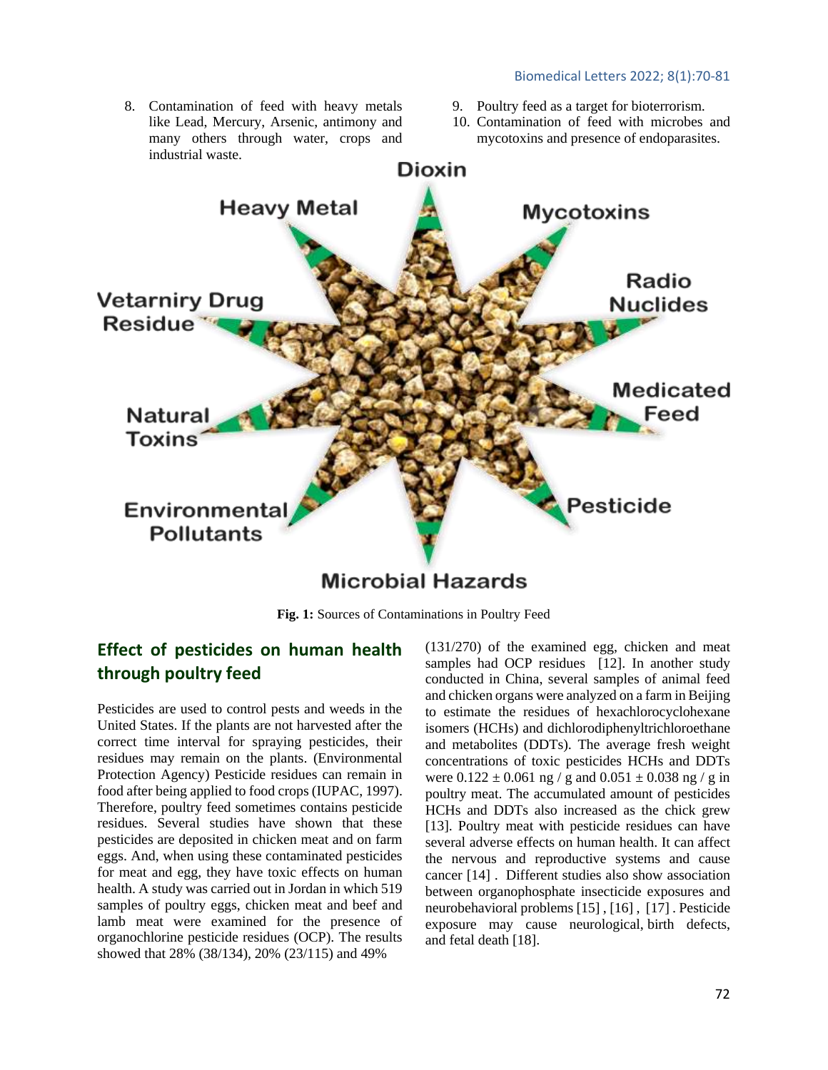8. Contamination of feed with heavy metals like Lead, Mercury, Arsenic, antimony and many others through water, crops and industrial waste.
9. Poultry feed as a target for bioterrorism.
10. Contamination of feed with microbes and mycotoxins and presence of endoparasites.

Dioxin
Heavy Metal
Mycotoxins
Radio Nuclides
Vetarniry Drug Residue
Medicated Feed
Natural Toxins
Environmental Pollutants
Pesticide
Microbial Hazards

**Fig. 1:** Sources of Contaminations in Poultry Feed

## Effect of pesticides on human health through poultry feed

Pesticides are used to control pests and weeds in the United States. If the plants are not harvested after the correct time interval for spraying pesticides, their residues may remain on the plants. (Environmental Protection Agency) Pesticide residues can remain in food after being applied to food crops (IUPAC, 1997). Therefore, poultry feed sometimes contains pesticide residues. Several studies have shown that these pesticides are deposited in chicken meat and on farm eggs. And, when using these contaminated pesticides for meat and egg, they have toxic effects on human health. A study was carried out in Jordan in which 519 samples of poultry eggs, chicken meat and beef and lamb meat were examined for the presence of organochlorine pesticide residues (OCP). The results showed that 28% (38/134), 20% (23/115) and 49% (131/270) of the examined egg, chicken and meat samples had OCP residues [12]. In another study conducted in China, several samples of animal feed and chicken organs were analyzed on a farm in Beijing to estimate the residues of hexachlorocyclohexane isomers (HCHs) and dichlorodiphenyltrichloroethane and metabolites (DDTs). The average fresh weight concentrations of toxic pesticides HCHs and DDTs were $0.122 \pm 0.061$ ng / g and $0.051 \pm 0.038$ ng / g in poultry meat. The accumulated amount of pesticides HCHs and DDTs also increased as the chick grew [13]. Poultry meat with pesticide residues can have several adverse effects on human health. It can affect the nervous and reproductive systems and cause cancer [14]. Different studies also show association between organophosphate insecticide exposures and neurobehavioral problems [15], [16], [17]. Pesticide exposure may cause neurological, birth defects, and fetal death [18].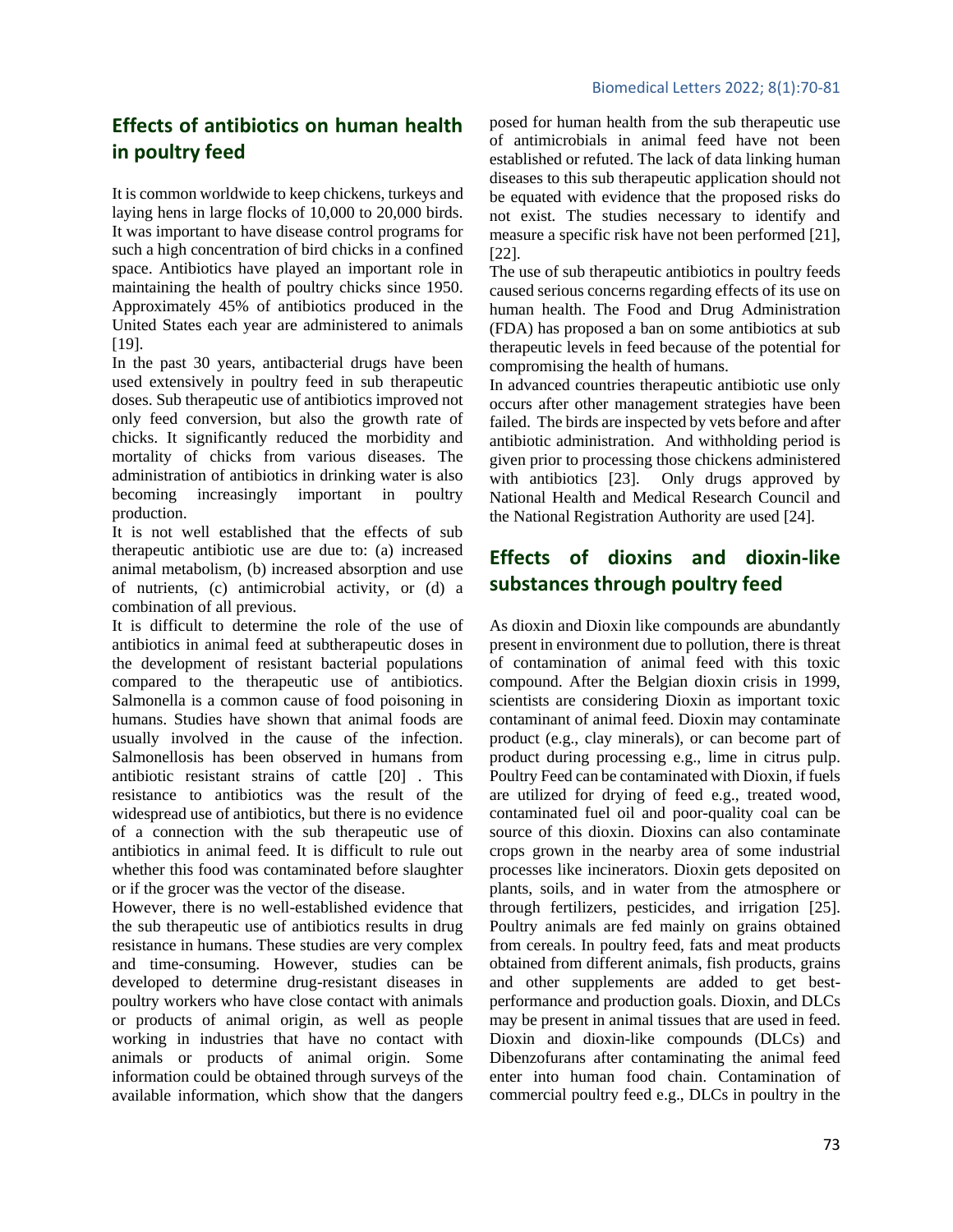## Effects of antibiotics on human health in poultry feed

It is common worldwide to keep chickens, turkeys and laying hens in large flocks of 10,000 to 20,000 birds. It was important to have disease control programs for such a high concentration of bird chicks in a confined space. Antibiotics have played an important role in maintaining the health of poultry chicks since 1950. Approximately 45% of antibiotics produced in the United States each year are administered to animals [19].

In the past 30 years, antibacterial drugs have been used extensively in poultry feed in sub therapeutic doses. Sub therapeutic use of antibiotics improved not only feed conversion, but also the growth rate of chicks. It significantly reduced the morbidity and mortality of chicks from various diseases. The administration of antibiotics in drinking water is also becoming increasingly important in poultry production.

It is not well established that the effects of sub therapeutic antibiotic use are due to: (a) increased animal metabolism, (b) increased absorption and use of nutrients, (c) antimicrobial activity, or (d) a combination of all previous.

It is difficult to determine the role of the use of antibiotics in animal feed at subtherapeutic doses in the development of resistant bacterial populations compared to the therapeutic use of antibiotics. Salmonella is a common cause of food poisoning in humans. Studies have shown that animal foods are usually involved in the cause of the infection. Salmonellosis has been observed in humans from antibiotic resistant strains of cattle [20] . This resistance to antibiotics was the result of the widespread use of antibiotics, but there is no evidence of a connection with the sub therapeutic use of antibiotics in animal feed. It is difficult to rule out whether this food was contaminated before slaughter or if the grocer was the vector of the disease.

However, there is no well-established evidence that the sub therapeutic use of antibiotics results in drug resistance in humans. These studies are very complex and time-consuming. However, studies can be developed to determine drug-resistant diseases in poultry workers who have close contact with animals or products of animal origin, as well as people working in industries that have no contact with animals or products of animal origin. Some information could be obtained through surveys of the available information, which show that the dangers posed for human health from the sub therapeutic use of antimicrobials in animal feed have not been established or refuted. The lack of data linking human diseases to this sub therapeutic application should not be equated with evidence that the proposed risks do not exist. The studies necessary to identify and measure a specific risk have not been performed [21], [22].

The use of sub therapeutic antibiotics in poultry feeds caused serious concerns regarding effects of its use on human health. The Food and Drug Administration (FDA) has proposed a ban on some antibiotics at sub therapeutic levels in feed because of the potential for compromising the health of humans.

In advanced countries therapeutic antibiotic use only occurs after other management strategies have been failed. The birds are inspected by vets before and after antibiotic administration. And withholding period is given prior to processing those chickens administered with antibiotics [23]. Only drugs approved by National Health and Medical Research Council and the National Registration Authority are used [24].

## Effects of dioxins and dioxin-like substances through poultry feed

As dioxin and Dioxin like compounds are abundantly present in environment due to pollution, there is threat of contamination of animal feed with this toxic compound. After the Belgian dioxin crisis in 1999, scientists are considering Dioxin as important toxic contaminant of animal feed. Dioxin may contaminate product (e.g., clay minerals), or can become part of product during processing e.g., lime in citrus pulp. Poultry Feed can be contaminated with Dioxin, if fuels are utilized for drying of feed e.g., treated wood, contaminated fuel oil and poor-quality coal can be source of this dioxin. Dioxins can also contaminate crops grown in the nearby area of some industrial processes like incinerators. Dioxin gets deposited on plants, soils, and in water from the atmosphere or through fertilizers, pesticides, and irrigation [25]. Poultry animals are fed mainly on grains obtained from cereals. In poultry feed, fats and meat products obtained from different animals, fish products, grains and other supplements are added to get best-performance and production goals. Dioxin, and DLCs may be present in animal tissues that are used in feed. Dioxin and dioxin-like compounds (DLCs) and Dibenzofurans after contaminating the animal feed enter into human food chain. Contamination of commercial poultry feed e.g., DLCs in poultry in the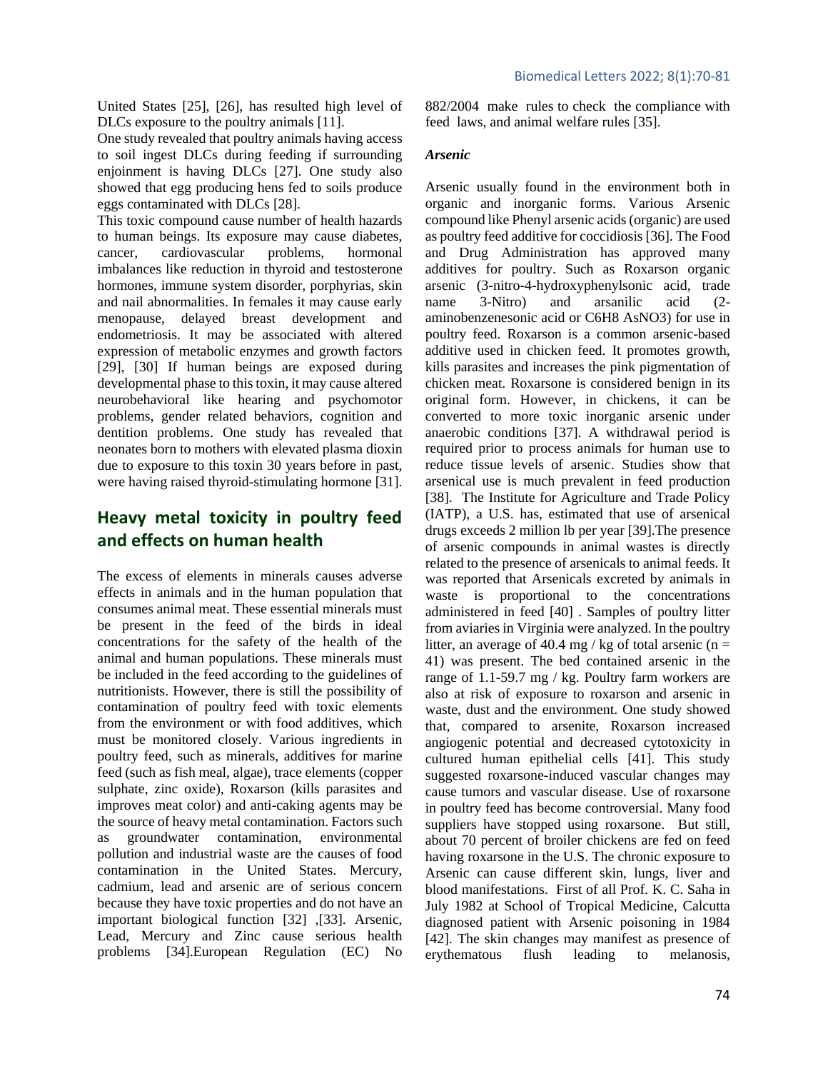United States [25], [26], has resulted high level of DLCs exposure to the poultry animals [11].

One study revealed that poultry animals having access to soil ingest DLCs during feeding if surrounding enjoinment is having DLCs [27]. One study also showed that egg producing hens fed to soils produce eggs contaminated with DLCs [28].

This toxic compound cause number of health hazards to human beings. Its exposure may cause diabetes, cancer, cardiovascular problems, hormonal imbalances like reduction in thyroid and testosterone hormones, immune system disorder, porphyrias, skin and nail abnormalities. In females it may cause early menopause, delayed breast development and endometriosis. It may be associated with altered expression of metabolic enzymes and growth factors [29], [30] If human beings are exposed during developmental phase to this toxin, it may cause altered neurobehavioral like hearing and psychomotor problems, gender related behaviors, cognition and dentition problems. One study has revealed that neonates born to mothers with elevated plasma dioxin due to exposure to this toxin 30 years before in past, were having raised thyroid-stimulating hormone [31].

## Heavy metal toxicity in poultry feed and effects on human health

The excess of elements in minerals causes adverse effects in animals and in the human population that consumes animal meat. These essential minerals must be present in the feed of the birds in ideal concentrations for the safety of the health of the animal and human populations. These minerals must be included in the feed according to the guidelines of nutritionists. However, there is still the possibility of contamination of poultry feed with toxic elements from the environment or with food additives, which must be monitored closely. Various ingredients in poultry feed, such as minerals, additives for marine feed (such as fish meal, algae), trace elements (copper sulphate, zinc oxide), Roxarson (kills parasites and improves meat color) and anti-caking agents may be the source of heavy metal contamination. Factors such as groundwater contamination, environmental pollution and industrial waste are the causes of food contamination in the United States. Mercury, cadmium, lead and arsenic are of serious concern because they have toxic properties and do not have an important biological function [32] ,[33]. Arsenic, Lead, Mercury and Zinc cause serious health problems [34].European Regulation (EC) No 882/2004 make rules to check the compliance with feed laws, and animal welfare rules [35].

### *Arsenic*

Arsenic usually found in the environment both in organic and inorganic forms. Various Arsenic compound like Phenyl arsenic acids (organic) are used as poultry feed additive for coccidiosis [36]. The Food and Drug Administration has approved many additives for poultry. Such as Roxarson organic arsenic (3-nitro-4-hydroxyphenylsonic acid, trade name 3-Nitro) and arsanilic acid (2-aminobenzenesonic acid or $C_6H_8AsNO_3$) for use in poultry feed. Roxarson is a common arsenic-based additive used in chicken feed. It promotes growth, kills parasites and increases the pink pigmentation of chicken meat. Roxarsone is considered benign in its original form. However, in chickens, it can be converted to more toxic inorganic arsenic under anaerobic conditions [37]. A withdrawal period is required prior to process animals for human use to reduce tissue levels of arsenic. Studies show that arsenical use is much prevalent in feed production [38]. The Institute for Agriculture and Trade Policy (IATP), a U.S. has, estimated that use of arsenical drugs exceeds 2 million lb per year [39].The presence of arsenic compounds in animal wastes is directly related to the presence of arsenicals to animal feeds. It was reported that Arsenicals excreted by animals in waste is proportional to the concentrations administered in feed [40] . Samples of poultry litter from aviaries in Virginia were analyzed. In the poultry litter, an average of 40.4 mg / kg of total arsenic ($n = 41$) was present. The bed contained arsenic in the range of 1.1-59.7 mg / kg. Poultry farm workers are also at risk of exposure to roxarson and arsenic in waste, dust and the environment. One study showed that, compared to arsenite, Roxarson increased angiogenic potential and decreased cytotoxicity in cultured human epithelial cells [41]. This study suggested roxarsone-induced vascular changes may cause tumors and vascular disease. Use of roxarsone in poultry feed has become controversial. Many food suppliers have stopped using roxarsone. But still, about 70 percent of broiler chickens are fed on feed having roxarsone in the U.S. The chronic exposure to Arsenic can cause different skin, lungs, liver and blood manifestations. First of all Prof. K. C. Saha in July 1982 at School of Tropical Medicine, Calcutta diagnosed patient with Arsenic poisoning in 1984 [42]. The skin changes may manifest as presence of erythematous flush leading to melanosis,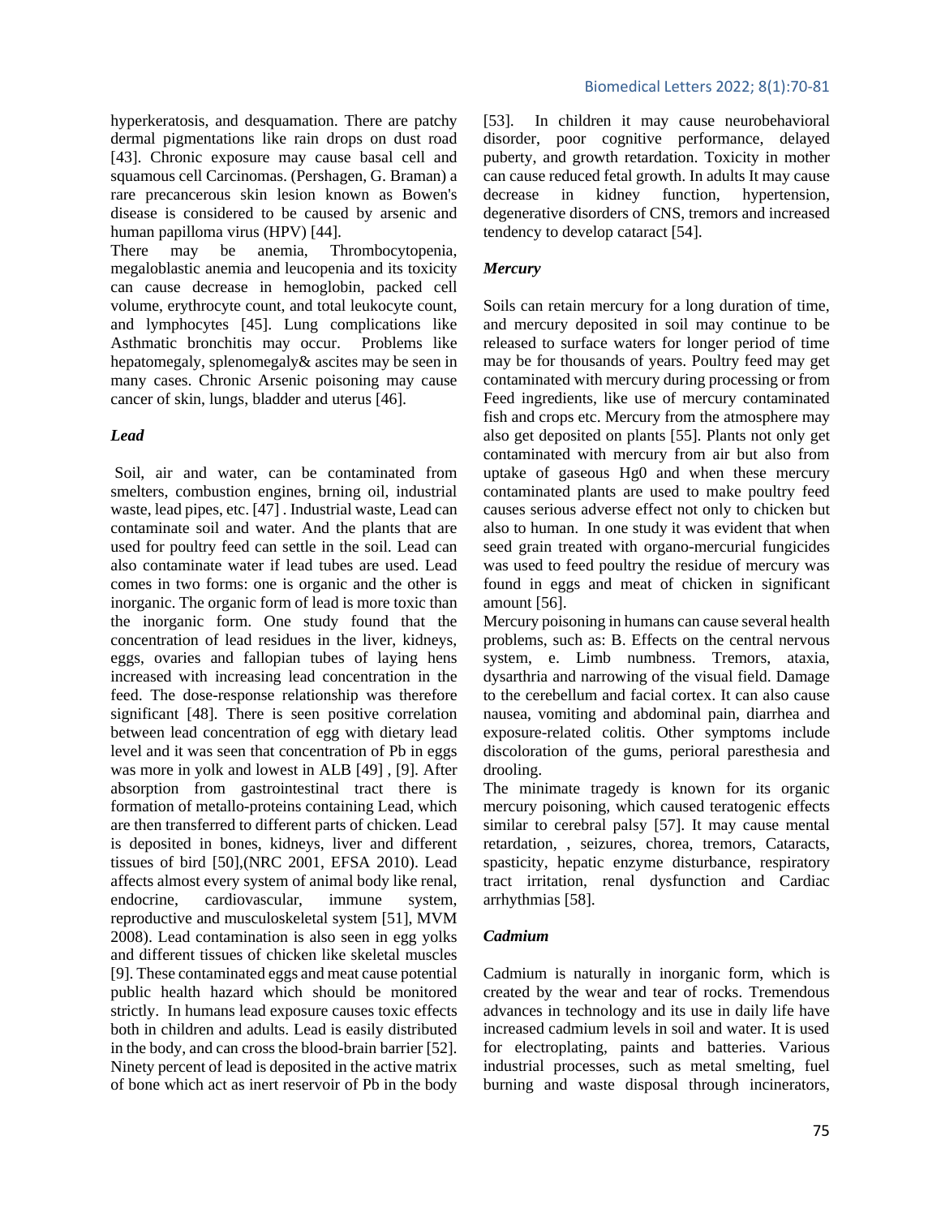hyperkeratosis, and desquamation. There are patchy dermal pigmentations like rain drops on dust road [43]. Chronic exposure may cause basal cell and squamous cell Carcinomas. (Pershagen, G. Braman) a rare precancerous skin lesion known as Bowen's disease is considered to be caused by arsenic and human papilloma virus (HPV) [44].

There may be anemia, Thrombocytopenia, megaloblastic anemia and leucopenia and its toxicity can cause decrease in hemoglobin, packed cell volume, erythrocyte count, and total leukocyte count, and lymphocytes [45]. Lung complications like Asthmatic bronchitis may occur. Problems like hepatomegaly, splenomegaly& ascites may be seen in many cases. Chronic Arsenic poisoning may cause cancer of skin, lungs, bladder and uterus [46].

### *Lead*

Soil, air and water, can be contaminated from smelters, combustion engines, brning oil, industrial waste, lead pipes, etc. [47] . Industrial waste, Lead can contaminate soil and water. And the plants that are used for poultry feed can settle in the soil. Lead can also contaminate water if lead tubes are used. Lead comes in two forms: one is organic and the other is inorganic. The organic form of lead is more toxic than the inorganic form. One study found that the concentration of lead residues in the liver, kidneys, eggs, ovaries and fallopian tubes of laying hens increased with increasing lead concentration in the feed. The dose-response relationship was therefore significant [48]. There is seen positive correlation between lead concentration of egg with dietary lead level and it was seen that concentration of Pb in eggs was more in yolk and lowest in ALB [49] , [9]. After absorption from gastrointestinal tract there is formation of metallo-proteins containing Lead, which are then transferred to different parts of chicken. Lead is deposited in bones, kidneys, liver and different tissues of bird [50],(NRC 2001, EFSA 2010). Lead affects almost every system of animal body like renal, endocrine, cardiovascular, immune system, reproductive and musculoskeletal system [51], MVM 2008). Lead contamination is also seen in egg yolks and different tissues of chicken like skeletal muscles [9]. These contaminated eggs and meat cause potential public health hazard which should be monitored strictly. In humans lead exposure causes toxic effects both in children and adults. Lead is easily distributed in the body, and can cross the blood-brain barrier [52]. Ninety percent of lead is deposited in the active matrix of bone which act as inert reservoir of Pb in the body [53]. In children it may cause neurobehavioral disorder, poor cognitive performance, delayed puberty, and growth retardation. Toxicity in mother can cause reduced fetal growth. In adults It may cause decrease in kidney function, hypertension, degenerative disorders of CNS, tremors and increased tendency to develop cataract [54].

### *Mercury*

Soils can retain mercury for a long duration of time, and mercury deposited in soil may continue to be released to surface waters for longer period of time may be for thousands of years. Poultry feed may get contaminated with mercury during processing or from Feed ingredients, like use of mercury contaminated fish and crops etc. Mercury from the atmosphere may also get deposited on plants [55]. Plants not only get contaminated with mercury from air but also from uptake of gaseous Hg0 and when these mercury contaminated plants are used to make poultry feed causes serious adverse effect not only to chicken but also to human. In one study it was evident that when seed grain treated with organo-mercurial fungicides was used to feed poultry the residue of mercury was found in eggs and meat of chicken in significant amount [56].

Mercury poisoning in humans can cause several health problems, such as: B. Effects on the central nervous system, e. Limb numbness. Tremors, ataxia, dysarthria and narrowing of the visual field. Damage to the cerebellum and facial cortex. It can also cause nausea, vomiting and abdominal pain, diarrhea and exposure-related colitis. Other symptoms include discoloration of the gums, perioral paresthesia and drooling.

The minimate tragedy is known for its organic mercury poisoning, which caused teratogenic effects similar to cerebral palsy [57]. It may cause mental retardation, , seizures, chorea, tremors, Cataracts, spasticity, hepatic enzyme disturbance, respiratory tract irritation, renal dysfunction and Cardiac arrhythmias [58].

### *Cadmium*

Cadmium is naturally in inorganic form, which is created by the wear and tear of rocks. Tremendous advances in technology and its use in daily life have increased cadmium levels in soil and water. It is used for electroplating, paints and batteries. Various industrial processes, such as metal smelting, fuel burning and waste disposal through incinerators,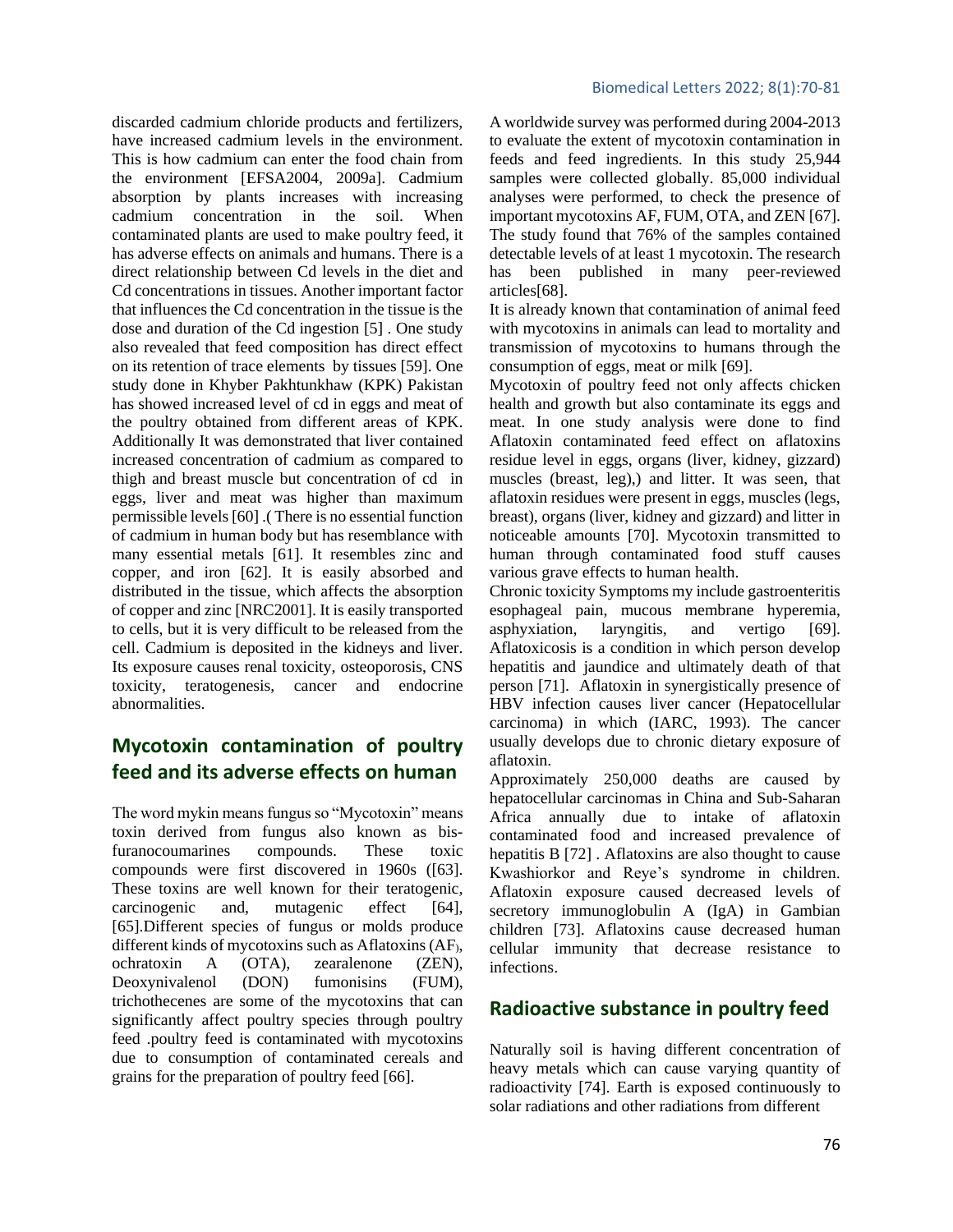discarded cadmium chloride products and fertilizers, have increased cadmium levels in the environment. This is how cadmium can enter the food chain from the environment [EFSA2004, 2009a]. Cadmium absorption by plants increases with increasing cadmium concentration in the soil. When contaminated plants are used to make poultry feed, it has adverse effects on animals and humans. There is a direct relationship between Cd levels in the diet and Cd concentrations in tissues. Another important factor that influences the Cd concentration in the tissue is the dose and duration of the Cd ingestion [5] . One study also revealed that feed composition has direct effect on its retention of trace elements by tissues [59]. One study done in Khyber Pakhtunkhaw (KPK) Pakistan has showed increased level of cd in eggs and meat of the poultry obtained from different areas of KPK. Additionally It was demonstrated that liver contained increased concentration of cadmium as compared to thigh and breast muscle but concentration of cd in eggs, liver and meat was higher than maximum permissible levels [60] .( There is no essential function of cadmium in human body but has resemblance with many essential metals [61]. It resembles zinc and copper, and iron [62]. It is easily absorbed and distributed in the tissue, which affects the absorption of copper and zinc [NRC2001]. It is easily transported to cells, but it is very difficult to be released from the cell. Cadmium is deposited in the kidneys and liver. Its exposure causes renal toxicity, osteoporosis, CNS toxicity, teratogenesis, cancer and endocrine abnormalities.

## Mycotoxin contamination of poultry feed and its adverse effects on human

The word mykin means fungus so "Mycotoxin" means toxin derived from fungus also known as bis-furanocoumarines compounds. These toxic compounds were first discovered in 1960s ([63]. These toxins are well known for their teratogenic, carcinogenic and, mutagenic effect [64], [65].Different species of fungus or molds produce different kinds of mycotoxins such as Aflatoxins (AF), ochratoxin A (OTA), zearalenone (ZEN), Deoxynivalenol (DON) fumonisins (FUM), trichothecenes are some of the mycotoxins that can significantly affect poultry species through poultry feed .poultry feed is contaminated with mycotoxins due to consumption of contaminated cereals and grains for the preparation of poultry feed [66].

A worldwide survey was performed during 2004-2013 to evaluate the extent of mycotoxin contamination in feeds and feed ingredients. In this study 25,944 samples were collected globally. 85,000 individual analyses were performed, to check the presence of important mycotoxins AF, FUM, OTA, and ZEN [67]. The study found that 76% of the samples contained detectable levels of at least 1 mycotoxin. The research has been published in many peer-reviewed articles[68].

It is already known that contamination of animal feed with mycotoxins in animals can lead to mortality and transmission of mycotoxins to humans through the consumption of eggs, meat or milk [69].

Mycotoxin of poultry feed not only affects chicken health and growth but also contaminate its eggs and meat. In one study analysis were done to find Aflatoxin contaminated feed effect on aflatoxins residue level in eggs, organs (liver, kidney, gizzard) muscles (breast, leg),) and litter. It was seen, that aflatoxin residues were present in eggs, muscles (legs, breast), organs (liver, kidney and gizzard) and litter in noticeable amounts [70]. Mycotoxin transmitted to human through contaminated food stuff causes various grave effects to human health.

Chronic toxicity Symptoms my include gastroenteritis esophageal pain, mucous membrane hyperemia, asphyxiation, laryngitis, and vertigo [69]. Aflatoxicosis is a condition in which person develop hepatitis and jaundice and ultimately death of that person [71]. Aflatoxin in synergistically presence of HBV infection causes liver cancer (Hepatocellular carcinoma) in which (IARC, 1993). The cancer usually develops due to chronic dietary exposure of aflatoxin.

Approximately 250,000 deaths are caused by hepatocellular carcinomas in China and Sub-Saharan Africa annually due to intake of aflatoxin contaminated food and increased prevalence of hepatitis B [72] . Aflatoxins are also thought to cause Kwashiorkor and Reye's syndrome in children. Aflatoxin exposure caused decreased levels of secretory immunoglobulin A (IgA) in Gambian children [73]. Aflatoxins cause decreased human cellular immunity that decrease resistance to infections.

## Radioactive substance in poultry feed

Naturally soil is having different concentration of heavy metals which can cause varying quantity of radioactivity [74]. Earth is exposed continuously to solar radiations and other radiations from different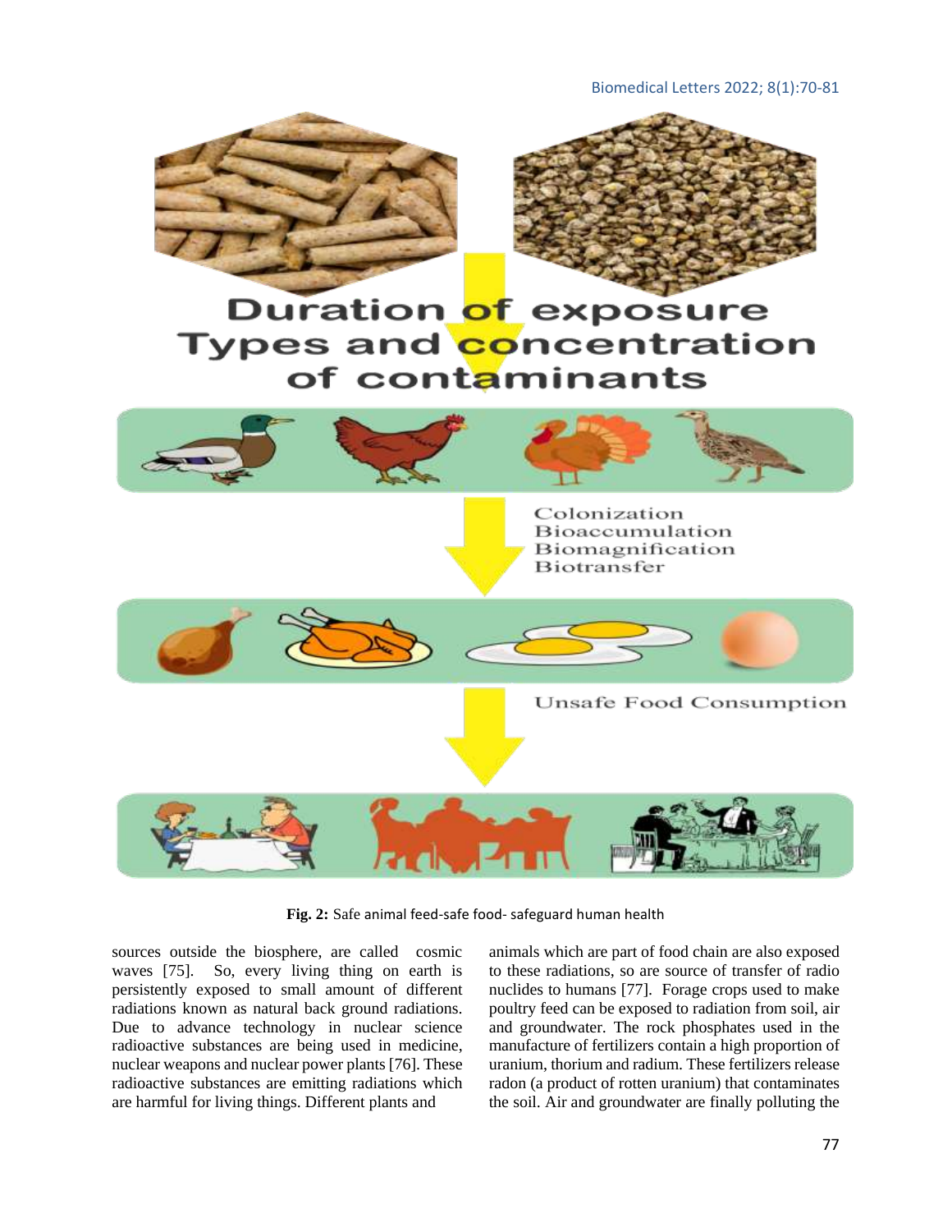Duration of exposure
Types and concentration of contaminants

Colonization
Bioaccumulation
Biomagnification
Biotransfer

Unsafe Food Consumption

**Fig. 2:** Safe animal feed-safe food- safeguard human health

sources outside the biosphere, are called cosmic waves [75]. So, every living thing on earth is persistently exposed to small amount of different radiations known as natural back ground radiations. Due to advance technology in nuclear science radioactive substances are being used in medicine, nuclear weapons and nuclear power plants [76]. These radioactive substances are emitting radiations which are harmful for living things. Different plants and animals which are part of food chain are also exposed to these radiations, so are source of transfer of radio nuclides to humans [77]. Forage crops used to make poultry feed can be exposed to radiation from soil, air and groundwater. The rock phosphates used in the manufacture of fertilizers contain a high proportion of uranium, thorium and radium. These fertilizers release radon (a product of rotten uranium) that contaminates the soil. Air and groundwater are finally polluting the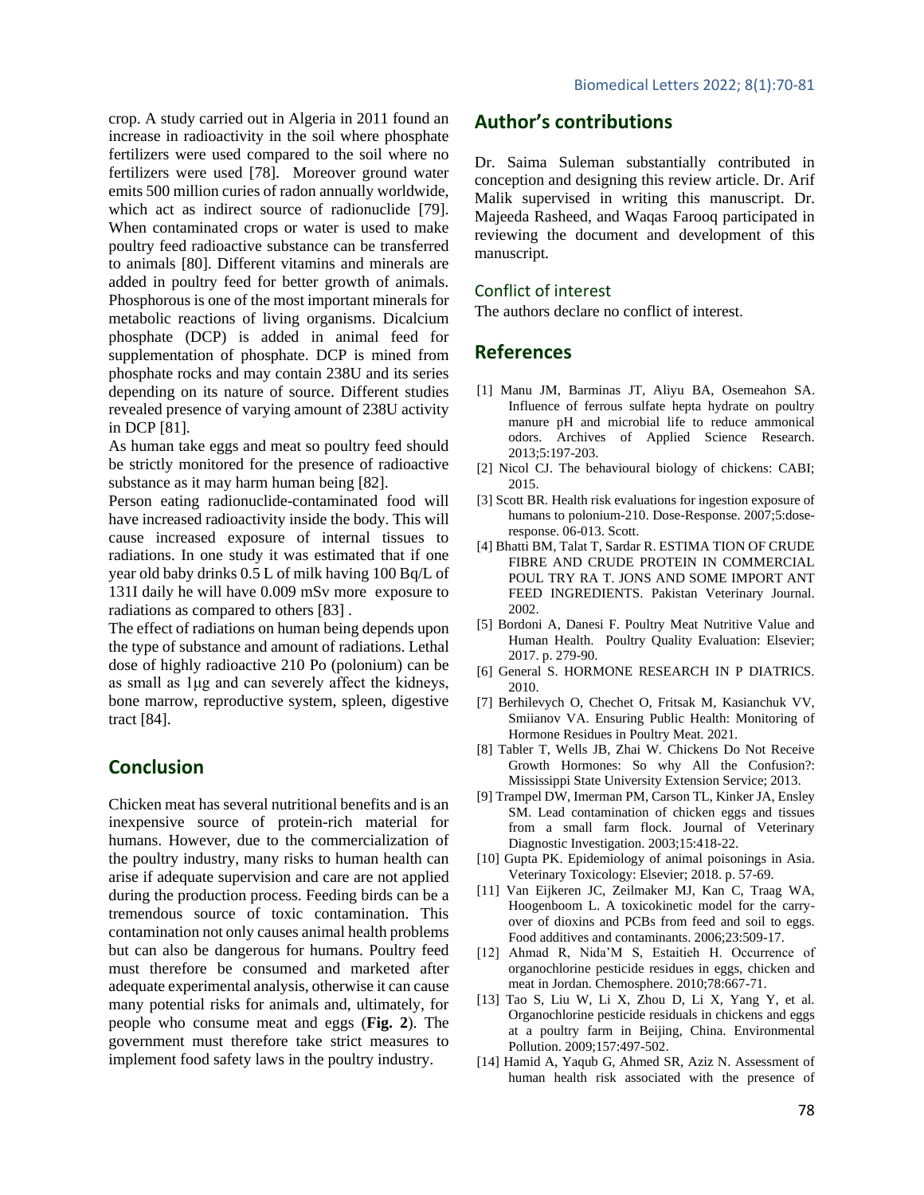crop. A study carried out in Algeria in 2011 found an increase in radioactivity in the soil where phosphate fertilizers were used compared to the soil where no fertilizers were used [78]. Moreover ground water emits 500 million curies of radon annually worldwide, which act as indirect source of radionuclide [79]. When contaminated crops or water is used to make poultry feed radioactive substance can be transferred to animals [80]. Different vitamins and minerals are added in poultry feed for better growth of animals. Phosphorous is one of the most important minerals for metabolic reactions of living organisms. Dicalcium phosphate (DCP) is added in animal feed for supplementation of phosphate. DCP is mined from phosphate rocks and may contain 238U and its series depending on its nature of source. Different studies revealed presence of varying amount of 238U activity in DCP [81].

As human take eggs and meat so poultry feed should be strictly monitored for the presence of radioactive substance as it may harm human being [82].

Person eating radionuclide-contaminated food will have increased radioactivity inside the body. This will cause increased exposure of internal tissues to radiations. In one study it was estimated that if one year old baby drinks 0.5 L of milk having 100 Bq/L of 131I daily he will have 0.009 mSv more exposure to radiations as compared to others [83] .

The effect of radiations on human being depends upon the type of substance and amount of radiations. Lethal dose of highly radioactive 210 Po (polonium) can be as small as 1µg and can severely affect the kidneys, bone marrow, reproductive system, spleen, digestive tract [84].

## Conclusion

Chicken meat has several nutritional benefits and is an inexpensive source of protein-rich material for humans. However, due to the commercialization of the poultry industry, many risks to human health can arise if adequate supervision and care are not applied during the production process. Feeding birds can be a tremendous source of toxic contamination. This contamination not only causes animal health problems but can also be dangerous for humans. Poultry feed must therefore be consumed and marketed after adequate experimental analysis, otherwise it can cause many potential risks for animals and, ultimately, for people who consume meat and eggs (**Fig. 2**). The government must therefore take strict measures to implement food safety laws in the poultry industry.

## Author's contributions

Dr. Saima Suleman substantially contributed in conception and designing this review article. Dr. Arif Malik supervised in writing this manuscript. Dr. Majeeda Rasheed, and Waqas Farooq participated in reviewing the document and development of this manuscript.

### Conflict of interest

The authors declare no conflict of interest.

## References

[1] Manu JM, Barminas JT, Aliyu BA, Osemeahon SA. Influence of ferrous sulfate hepta hydrate on poultry manure pH and microbial life to reduce ammonical odors. Archives of Applied Science Research. 2013;5:197-203.

[2] Nicol CJ. The behavioural biology of chickens: CABI; 2015.

[3] Scott BR. Health risk evaluations for ingestion exposure of humans to polonium-210. Dose-Response. 2007;5:dose-response. 06-013. Scott.

[4] Bhatti BM, Talat T, Sardar R. ESTIMA TION OF CRUDE FIBRE AND CRUDE PROTEIN IN COMMERCIAL POUL TRY RA T. JONS AND SOME IMPORT ANT FEED INGREDIENTS. Pakistan Veterinary Journal. 2002.

[5] Bordoni A, Danesi F. Poultry Meat Nutritive Value and Human Health. Poultry Quality Evaluation: Elsevier; 2017. p. 279-90.

[6] General S. HORMONE RESEARCH IN P DIATRICS. 2010.

[7] Berhilevych O, Chechet O, Fritsak M, Kasianchuk VV, Smiianov VA. Ensuring Public Health: Monitoring of Hormone Residues in Poultry Meat. 2021.

[8] Tabler T, Wells JB, Zhai W. Chickens Do Not Receive Growth Hormones: So why All the Confusion?: Mississippi State University Extension Service; 2013.

[9] Trampel DW, Imerman PM, Carson TL, Kinker JA, Ensley SM. Lead contamination of chicken eggs and tissues from a small farm flock. Journal of Veterinary Diagnostic Investigation. 2003;15:418-22.

[10] Gupta PK. Epidemiology of animal poisonings in Asia. Veterinary Toxicology: Elsevier; 2018. p. 57-69.

[11] Van Eijkeren JC, Zeilmaker MJ, Kan C, Traag WA, Hoogenboom L. A toxicokinetic model for the carry-over of dioxins and PCBs from feed and soil to eggs. Food additives and contaminants. 2006;23:509-17.

[12] Ahmad R, Nida'M S, Estaitieh H. Occurrence of organochlorine pesticide residues in eggs, chicken and meat in Jordan. Chemosphere. 2010;78:667-71.

[13] Tao S, Liu W, Li X, Zhou D, Li X, Yang Y, et al. Organochlorine pesticide residuals in chickens and eggs at a poultry farm in Beijing, China. Environmental Pollution. 2009;157:497-502.

[14] Hamid A, Yaqub G, Ahmed SR, Aziz N. Assessment of human health risk associated with the presence of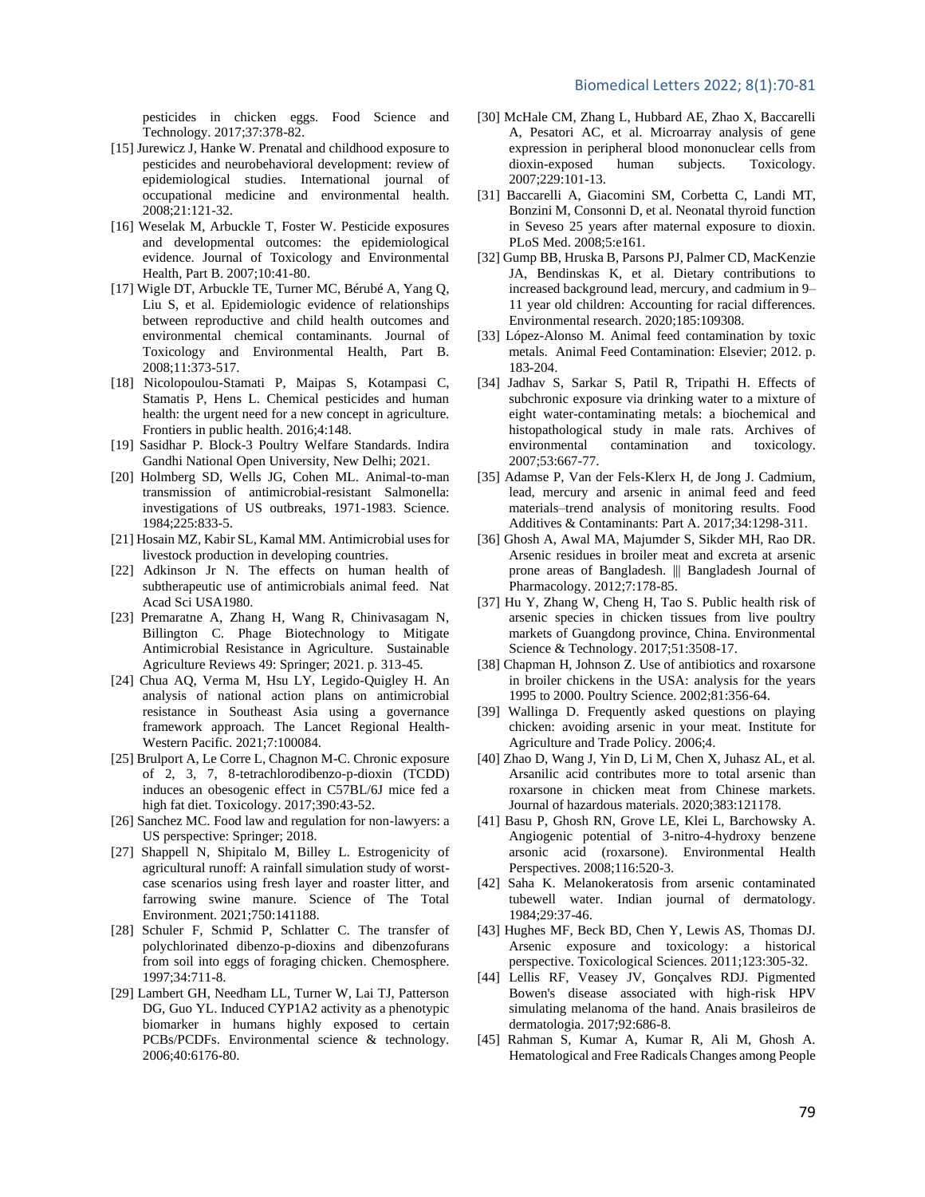pesticides in chicken eggs. Food Science and Technology. 2017;37:378-82.

[15] Jurewicz J, Hanke W. Prenatal and childhood exposure to pesticides and neurobehavioral development: review of epidemiological studies. International journal of occupational medicine and environmental health. 2008;21:121-32.

[16] Weselak M, Arbuckle T, Foster W. Pesticide exposures and developmental outcomes: the epidemiological evidence. Journal of Toxicology and Environmental Health, Part B. 2007;10:41-80.

[17] Wigle DT, Arbuckle TE, Turner MC, Bérubé A, Yang Q, Liu S, et al. Epidemiologic evidence of relationships between reproductive and child health outcomes and environmental chemical contaminants. Journal of Toxicology and Environmental Health, Part B. 2008;11:373-517.

[18] Nicolopoulou-Stamati P, Maipas S, Kotampasi C, Stamatis P, Hens L. Chemical pesticides and human health: the urgent need for a new concept in agriculture. Frontiers in public health. 2016;4:148.

[19] Sasidhar P. Block-3 Poultry Welfare Standards. Indira Gandhi National Open University, New Delhi; 2021.

[20] Holmberg SD, Wells JG, Cohen ML. Animal-to-man transmission of antimicrobial-resistant Salmonella: investigations of US outbreaks, 1971-1983. Science. 1984;225:833-5.

[21] Hosain MZ, Kabir SL, Kamal MM. Antimicrobial uses for livestock production in developing countries.

[22] Adkinson Jr N. The effects on human health of subtherapeutic use of antimicrobials animal feed. Nat Acad Sci USA1980.

[23] Premaratne A, Zhang H, Wang R, Chinivasagam N, Billington C. Phage Biotechnology to Mitigate Antimicrobial Resistance in Agriculture. Sustainable Agriculture Reviews 49: Springer; 2021. p. 313-45.

[24] Chua AQ, Verma M, Hsu LY, Legido-Quigley H. An analysis of national action plans on antimicrobial resistance in Southeast Asia using a governance framework approach. The Lancet Regional Health-Western Pacific. 2021;7:100084.

[25] Brulport A, Le Corre L, Chagnon M-C. Chronic exposure of 2, 3, 7, 8-tetrachlorodibenzo-p-dioxin (TCDD) induces an obesogenic effect in C57BL/6J mice fed a high fat diet. Toxicology. 2017;390:43-52.

[26] Sanchez MC. Food law and regulation for non-lawyers: a US perspective: Springer; 2018.

[27] Shappell N, Shipitalo M, Billey L. Estrogenicity of agricultural runoff: A rainfall simulation study of worst-case scenarios using fresh layer and roaster litter, and farrowing swine manure. Science of The Total Environment. 2021;750:141188.

[28] Schuler F, Schmid P, Schlatter C. The transfer of polychlorinated dibenzo-p-dioxins and dibenzofurans from soil into eggs of foraging chicken. Chemosphere. 1997;34:711-8.

[29] Lambert GH, Needham LL, Turner W, Lai TJ, Patterson DG, Guo YL. Induced CYP1A2 activity as a phenotypic biomarker in humans highly exposed to certain PCBs/PCDFs. Environmental science & technology. 2006;40:6176-80.

[30] McHale CM, Zhang L, Hubbard AE, Zhao X, Baccarelli A, Pesatori AC, et al. Microarray analysis of gene expression in peripheral blood mononuclear cells from dioxin-exposed human subjects. Toxicology. 2007;229:101-13.

[31] Baccarelli A, Giacomini SM, Corbetta C, Landi MT, Bonzini M, Consonni D, et al. Neonatal thyroid function in Seveso 25 years after maternal exposure to dioxin. PLoS Med. 2008;5:e161.

[32] Gump BB, Hruska B, Parsons PJ, Palmer CD, MacKenzie JA, Bendinskas K, et al. Dietary contributions to increased background lead, mercury, and cadmium in 9–11 year old children: Accounting for racial differences. Environmental research. 2020;185:109308.

[33] López-Alonso M. Animal feed contamination by toxic metals. Animal Feed Contamination: Elsevier; 2012. p. 183-204.

[34] Jadhav S, Sarkar S, Patil R, Tripathi H. Effects of subchronic exposure via drinking water to a mixture of eight water-contaminating metals: a biochemical and histopathological study in male rats. Archives of environmental contamination and toxicology. 2007;53:667-77.

[35] Adamse P, Van der Fels-Klerx H, de Jong J. Cadmium, lead, mercury and arsenic in animal feed and feed materials–trend analysis of monitoring results. Food Additives & Contaminants: Part A. 2017;34:1298-311.

[36] Ghosh A, Awal MA, Majumder S, Sikder MH, Rao DR. Arsenic residues in broiler meat and excreta at arsenic prone areas of Bangladesh. ||| Bangladesh Journal of Pharmacology. 2012;7:178-85.

[37] Hu Y, Zhang W, Cheng H, Tao S. Public health risk of arsenic species in chicken tissues from live poultry markets of Guangdong province, China. Environmental Science & Technology. 2017;51:3508-17.

[38] Chapman H, Johnson Z. Use of antibiotics and roxarsone in broiler chickens in the USA: analysis for the years 1995 to 2000. Poultry Science. 2002;81:356-64.

[39] Wallinga D. Frequently asked questions on playing chicken: avoiding arsenic in your meat. Institute for Agriculture and Trade Policy. 2006;4.

[40] Zhao D, Wang J, Yin D, Li M, Chen X, Juhasz AL, et al. Arsanilic acid contributes more to total arsenic than roxarsone in chicken meat from Chinese markets. Journal of hazardous materials. 2020;383:121178.

[41] Basu P, Ghosh RN, Grove LE, Klei L, Barchowsky A. Angiogenic potential of 3-nitro-4-hydroxy benzene arsonic acid (roxarsone). Environmental Health Perspectives. 2008;116:520-3.

[42] Saha K. Melanokeratosis from arsenic contaminated tubewell water. Indian journal of dermatology. 1984;29:37-46.

[43] Hughes MF, Beck BD, Chen Y, Lewis AS, Thomas DJ. Arsenic exposure and toxicology: a historical perspective. Toxicological Sciences. 2011;123:305-32.

[44] Lellis RF, Veasey JV, Gonçalves RDJ. Pigmented Bowen's disease associated with high-risk HPV simulating melanoma of the hand. Anais brasileiros de dermatologia. 2017;92:686-8.

[45] Rahman S, Kumar A, Kumar R, Ali M, Ghosh A. Hematological and Free Radicals Changes among People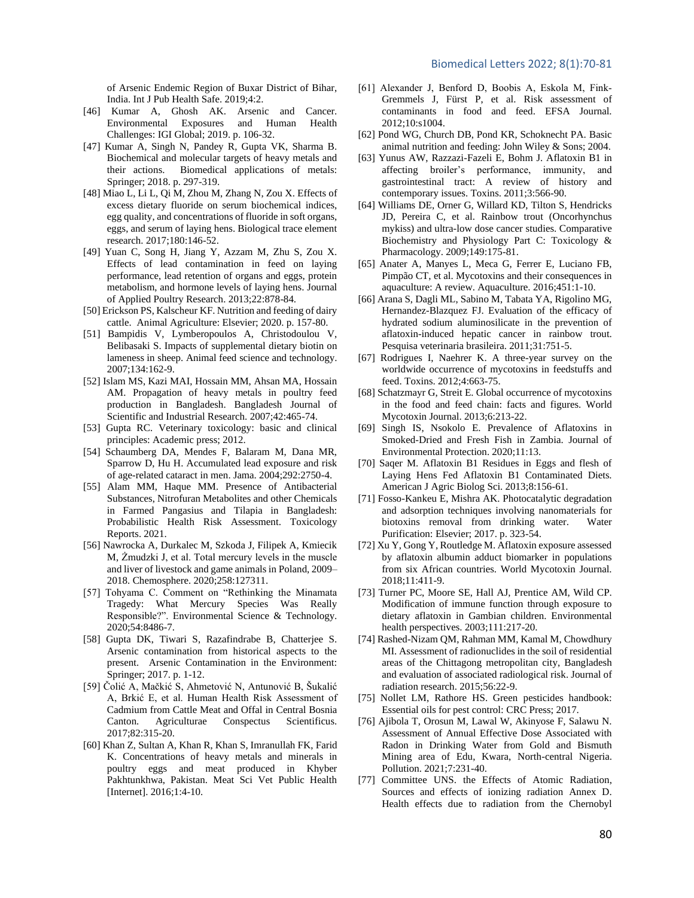of Arsenic Endemic Region of Buxar District of Bihar, India. Int J Pub Health Safe. 2019;4:2.

[46] Kumar A, Ghosh AK. Arsenic and Cancer. Environmental Exposures and Human Health Challenges: IGI Global; 2019. p. 106-32.

[47] Kumar A, Singh N, Pandey R, Gupta VK, Sharma B. Biochemical and molecular targets of heavy metals and their actions. Biomedical applications of metals: Springer; 2018. p. 297-319.

[48] Miao L, Li L, Qi M, Zhou M, Zhang N, Zou X. Effects of excess dietary fluoride on serum biochemical indices, egg quality, and concentrations of fluoride in soft organs, eggs, and serum of laying hens. Biological trace element research. 2017;180:146-52.

[49] Yuan C, Song H, Jiang Y, Azzam M, Zhu S, Zou X. Effects of lead contamination in feed on laying performance, lead retention of organs and eggs, protein metabolism, and hormone levels of laying hens. Journal of Applied Poultry Research. 2013;22:878-84.

[50] Erickson PS, Kalscheur KF. Nutrition and feeding of dairy cattle. Animal Agriculture: Elsevier; 2020. p. 157-80.

[51] Bampidis V, Lymberopoulos A, Christodoulou V, Belibasaki S. Impacts of supplemental dietary biotin on lameness in sheep. Animal feed science and technology. 2007;134:162-9.

[52] Islam MS, Kazi MAI, Hossain MM, Ahsan MA, Hossain AM. Propagation of heavy metals in poultry feed production in Bangladesh. Bangladesh Journal of Scientific and Industrial Research. 2007;42:465-74.

[53] Gupta RC. Veterinary toxicology: basic and clinical principles: Academic press; 2012.

[54] Schaumberg DA, Mendes F, Balaram M, Dana MR, Sparrow D, Hu H. Accumulated lead exposure and risk of age-related cataract in men. Jama. 2004;292:2750-4.

[55] Alam MM, Haque MM. Presence of Antibacterial Substances, Nitrofuran Metabolites and other Chemicals in Farmed Pangasius and Tilapia in Bangladesh: Probabilistic Health Risk Assessment. Toxicology Reports. 2021.

[56] Nawrocka A, Durkalec M, Szkoda J, Filipek A, Kmiecik M, Żmudzki J, et al. Total mercury levels in the muscle and liver of livestock and game animals in Poland, 2009–2018. Chemosphere. 2020;258:127311.

[57] Tohyama C. Comment on "Rethinking the Minamata Tragedy: What Mercury Species Was Really Responsible?". Environmental Science & Technology. 2020;54:8486-7.

[58] Gupta DK, Tiwari S, Razafindrabe B, Chatterjee S. Arsenic contamination from historical aspects to the present. Arsenic Contamination in the Environment: Springer; 2017. p. 1-12.

[59] Čolić A, Mačkić S, Ahmetović N, Antunović B, Šukalić A, Brkić E, et al. Human Health Risk Assessment of Cadmium from Cattle Meat and Offal in Central Bosnia Canton. Agriculturae Conspectus Scientificus. 2017;82:315-20.

[60] Khan Z, Sultan A, Khan R, Khan S, Imranullah FK, Farid K. Concentrations of heavy metals and minerals in poultry eggs and meat produced in Khyber Pakhtunkhwa, Pakistan. Meat Sci Vet Public Health [Internet]. 2016;1:4-10.

[61] Alexander J, Benford D, Boobis A, Eskola M, Fink-Gremmels J, Fürst P, et al. Risk assessment of contaminants in food and feed. EFSA Journal. 2012;10:s1004.

[62] Pond WG, Church DB, Pond KR, Schoknecht PA. Basic animal nutrition and feeding: John Wiley & Sons; 2004.

[63] Yunus AW, Razzazi-Fazeli E, Bohm J. Aflatoxin B1 in affecting broiler's performance, immunity, and gastrointestinal tract: A review of history and contemporary issues. Toxins. 2011;3:566-90.

[64] Williams DE, Orner G, Willard KD, Tilton S, Hendricks JD, Pereira C, et al. Rainbow trout (Oncorhynchus mykiss) and ultra-low dose cancer studies. Comparative Biochemistry and Physiology Part C: Toxicology & Pharmacology. 2009;149:175-81.

[65] Anater A, Manyes L, Meca G, Ferrer E, Luciano FB, Pimpão CT, et al. Mycotoxins and their consequences in aquaculture: A review. Aquaculture. 2016;451:1-10.

[66] Arana S, Dagli ML, Sabino M, Tabata YA, Rigolino MG, Hernandez-Blazquez FJ. Evaluation of the efficacy of hydrated sodium aluminosilicate in the prevention of aflatoxin-induced hepatic cancer in rainbow trout. Pesquisa veterinaria brasileira. 2011;31:751-5.

[67] Rodrigues I, Naehrer K. A three-year survey on the worldwide occurrence of mycotoxins in feedstuffs and feed. Toxins. 2012;4:663-75.

[68] Schatzmayr G, Streit E. Global occurrence of mycotoxins in the food and feed chain: facts and figures. World Mycotoxin Journal. 2013;6:213-22.

[69] Singh IS, Nsokolo E. Prevalence of Aflatoxins in Smoked-Dried and Fresh Fish in Zambia. Journal of Environmental Protection. 2020;11:13.

[70] Saqer M. Aflatoxin B1 Residues in Eggs and flesh of Laying Hens Fed Aflatoxin B1 Contaminated Diets. American J Agric Biolog Sci. 2013;8:156-61.

[71] Fosso-Kankeu E, Mishra AK. Photocatalytic degradation and adsorption techniques involving nanomaterials for biotoxins removal from drinking water. Water Purification: Elsevier; 2017. p. 323-54.

[72] Xu Y, Gong Y, Routledge M. Aflatoxin exposure assessed by aflatoxin albumin adduct biomarker in populations from six African countries. World Mycotoxin Journal. 2018;11:411-9.

[73] Turner PC, Moore SE, Hall AJ, Prentice AM, Wild CP. Modification of immune function through exposure to dietary aflatoxin in Gambian children. Environmental health perspectives. 2003;111:217-20.

[74] Rashed-Nizam QM, Rahman MM, Kamal M, Chowdhury MI. Assessment of radionuclides in the soil of residential areas of the Chittagong metropolitan city, Bangladesh and evaluation of associated radiological risk. Journal of radiation research. 2015;56:22-9.

[75] Nollet LM, Rathore HS. Green pesticides handbook: Essential oils for pest control: CRC Press; 2017.

[76] Ajibola T, Orosun M, Lawal W, Akinyose F, Salawu N. Assessment of Annual Effective Dose Associated with Radon in Drinking Water from Gold and Bismuth Mining area of Edu, Kwara, North-central Nigeria. Pollution. 2021;7:231-40.

[77] Committee UNS. the Effects of Atomic Radiation, Sources and effects of ionizing radiation Annex D. Health effects due to radiation from the Chernobyl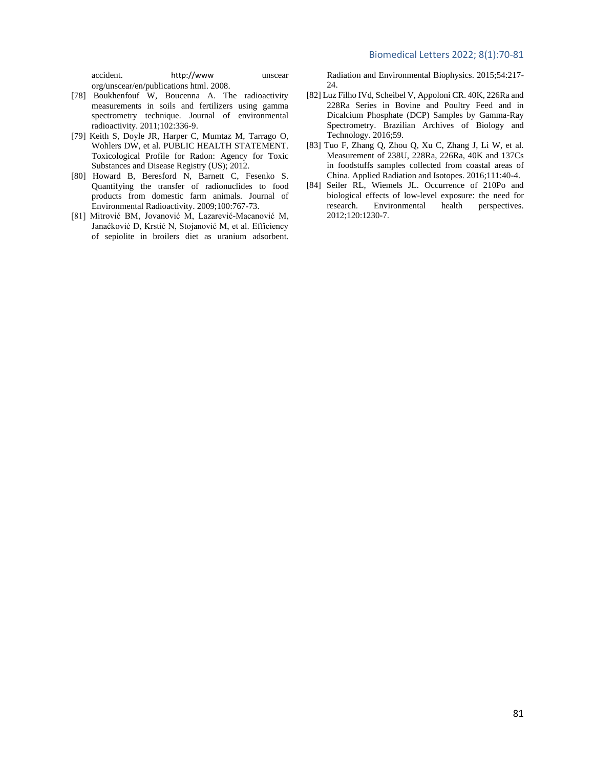accident. http://www unscear org/unscear/en/publications html. 2008.

[78] Boukhenfouf W, Boucenna A. The radioactivity measurements in soils and fertilizers using gamma spectrometry technique. Journal of environmental radioactivity. 2011;102:336-9.

[79] Keith S, Doyle JR, Harper C, Mumtaz M, Tarrago O, Wohlers DW, et al. PUBLIC HEALTH STATEMENT. Toxicological Profile for Radon: Agency for Toxic Substances and Disease Registry (US); 2012.

[80] Howard B, Beresford N, Barnett C, Fesenko S. Quantifying the transfer of radionuclides to food products from domestic farm animals. Journal of Environmental Radioactivity. 2009;100:767-73.

[81] Mitrović BM, Jovanović M, Lazarević-Macanović M, Janaćković D, Krstić N, Stojanović M, et al. Efficiency of sepiolite in broilers diet as uranium adsorbent. Radiation and Environmental Biophysics. 2015;54:217-24.

[82] Luz Filho IVd, Scheibel V, Appoloni CR. 40K, 226Ra and 228Ra Series in Bovine and Poultry Feed and in Dicalcium Phosphate (DCP) Samples by Gamma-Ray Spectrometry. Brazilian Archives of Biology and Technology. 2016;59.

[83] Tuo F, Zhang Q, Zhou Q, Xu C, Zhang J, Li W, et al. Measurement of 238U, 228Ra, 226Ra, 40K and 137Cs in foodstuffs samples collected from coastal areas of China. Applied Radiation and Isotopes. 2016;111:40-4.

[84] Seiler RL, Wiemels JL. Occurrence of 210Po and biological effects of low-level exposure: the need for research. Environmental health perspectives. 2012;120:1230-7.